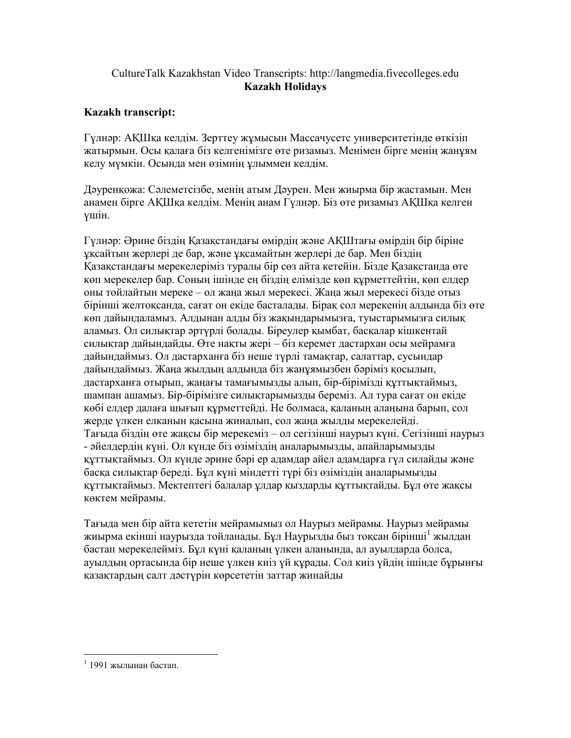CultureTalk Kazakhstan Video Transcripts: http://langmedia.fivecolleges.edu
**Kazakh Holidays**

**Kazakh transcript:**

Гүлнәр: АҚШқа келдім. Зерттеу жұмысын Массачусетс университетінде өткізіп жатырмын. Осы қалаға біз келгенімізге өте ризамыз. Менімен бірге менің жанұям келу мүмкін. Осында мен өзімнің ұлыммен келдім.

Дәуренқожа: Сәлеметсізбе, менің атым Дәурен. Мен жиырма бір жастамын. Мен анамен бірге АҚШқа келдім. Менің анам Гүлнәр. Біз өте ризамыз АҚШқа келген үшін.

Гүлнәр: Әрине біздің Қазақстандағы өмірдің және АҚШтағы өмірдің бір біріне ұқсайтын жерлері де бар, және ұқсамайтын жерлері де бар. Мен біздің Қазақстандағы мерекелеріміз туралы бір сөз айта кетейін. Бізде Қазақстанда өте көп мерекелер бар. Соның ішінде ең біздің елімізде көп құрметтейтін, көп елдер оны тойлайтын мереке – ол жаңа жыл мерекесі. Жаңа жыл мерекесі бізде отыз бірінші желтоқсанда, сағат он екіде басталады. Бірақ сол мерекенің алдында біз өте көп дайындаламыз. Алдынан алды біз жақындарымызға, туыстарымызға силық аламыз. Ол силықтар әртүрлі болады. Біреулер қымбат, басқалар кішкентай силықтар дайындайды. Өте нақты жері – біз керемет дастархан осы мейрамға дайындаймыз. Ол дастарханға біз неше түрлі тамақтар, салаттар, сусындар дайындаймыз. Жаңа жылдың алдында біз жанұямызбен бәріміз қосылып, дастарханға отырып, жаңағы тамағымызды алып, бір-бірімізді құттықтаймыз, шампан ашамыз. Бір-бірімізге силықтарымызды береміз. Ал тура сағат он екіде көбі елдер далаға шығып құрметтейді. Не болмаса, қаланың алаңына барып, сол жерде үлкен елканын қасына жиналып, сол жаңа жылды мерекелейді.
Тағыда біздің өте жақсы бір мерекеміз – ол сегізінші наурыз күні. Сегізінші наурыз - әйелдердің күні. Ол күнде біз өзіміздің аналарымызды, апайларымызды құттықтаймыз. Ол күнде әрине бәрі ер адамдар айел адамдарға гүл силайды және басқа силықтар береді. Бұл күні міндетті түрі біз өзіміздің аналарымызды құттықтаймыз. Мектептегі балалар ұлдар қыздарды құттықтайды. Бұл өте жақсы көктем мейрамы.

Тағыда мен бір айта кететін мейрамымыз ол Наурыз мейрамы. Наурыз мейрамы жиырма екінші наурызда тойланады. Бұл Наурызды быз тоқсан бірінші[1] жылдан бастап мерекелейміз. Бұл күні қаланың үлкен аланында, ал ауылдарда болса, ауылдың ортасында бір неше үлкен киіз үй құрады. Сол киіз үйдің ішінде бұрынғы қазақтардың салт дәстүрін көрсететін заттар жинайды

[1] 1991 жылынан бастап.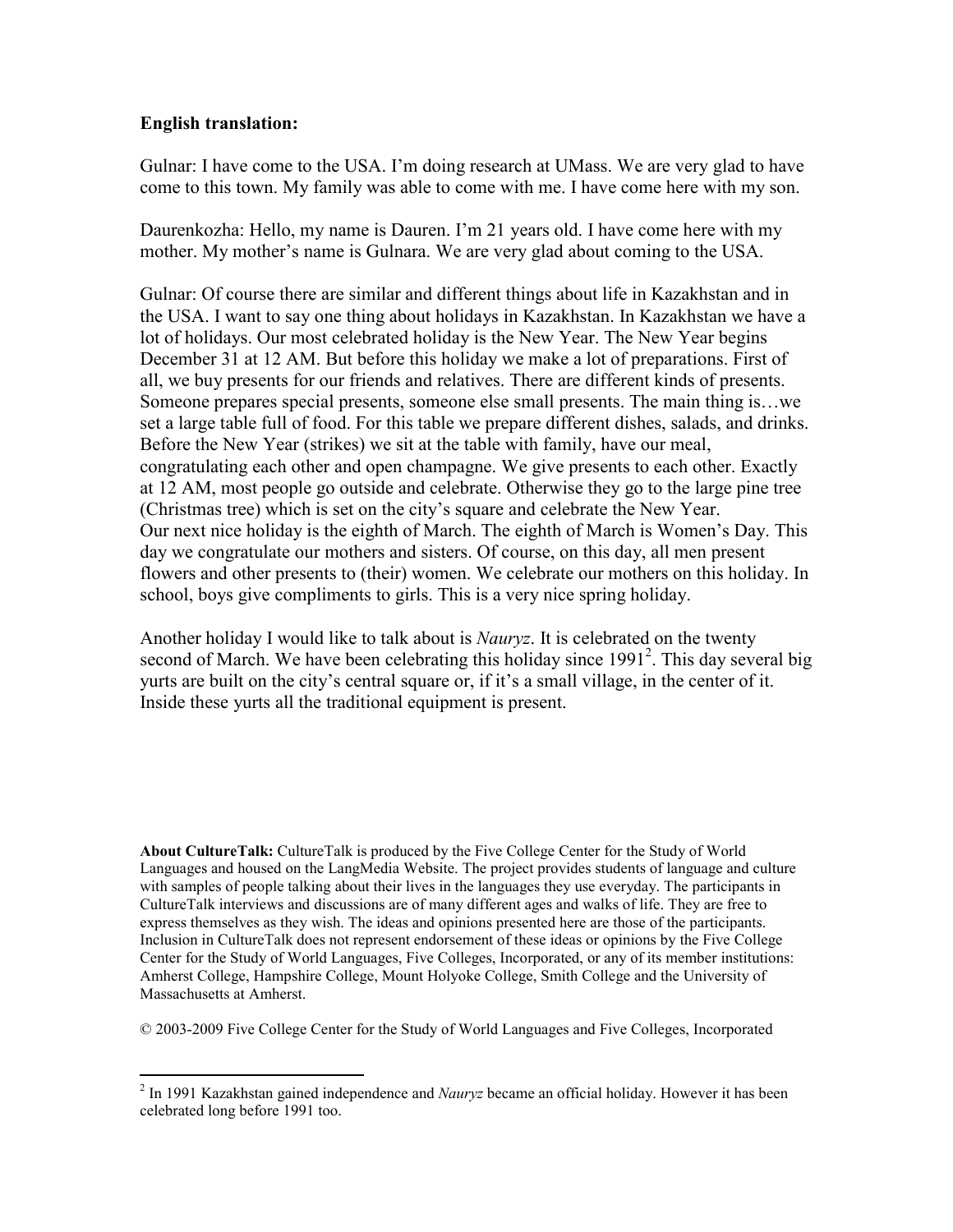**English translation:**

Gulnar: I have come to the USA. I'm doing research at UMass. We are very glad to have come to this town. My family was able to come with me. I have come here with my son.

Daurenkozha: Hello, my name is Dauren. I'm 21 years old. I have come here with my mother. My mother's name is Gulnara. We are very glad about coming to the USA.

Gulnar: Of course there are similar and different things about life in Kazakhstan and in the USA. I want to say one thing about holidays in Kazakhstan. In Kazakhstan we have a lot of holidays. Our most celebrated holiday is the New Year. The New Year begins December 31 at 12 AM. But before this holiday we make a lot of preparations. First of all, we buy presents for our friends and relatives. There are different kinds of presents. Someone prepares special presents, someone else small presents. The main thing is…we set a large table full of food. For this table we prepare different dishes, salads, and drinks. Before the New Year (strikes) we sit at the table with family, have our meal, congratulating each other and open champagne. We give presents to each other. Exactly at 12 AM, most people go outside and celebrate. Otherwise they go to the large pine tree (Christmas tree) which is set on the city's square and celebrate the New Year.
Our next nice holiday is the eighth of March. The eighth of March is Women's Day. This day we congratulate our mothers and sisters. Of course, on this day, all men present flowers and other presents to (their) women. We celebrate our mothers on this holiday. In school, boys give compliments to girls. This is a very nice spring holiday.

Another holiday I would like to talk about is *Nauryz*. It is celebrated on the twenty second of March. We have been celebrating this holiday since 1991[2]. This day several big yurts are built on the city's central square or, if it's a small village, in the center of it. Inside these yurts all the traditional equipment is present.

**About CultureTalk:** CultureTalk is produced by the Five College Center for the Study of World Languages and housed on the LangMedia Website. The project provides students of language and culture with samples of people talking about their lives in the languages they use everyday. The participants in CultureTalk interviews and discussions are of many different ages and walks of life. They are free to express themselves as they wish. The ideas and opinions presented here are those of the participants. Inclusion in CultureTalk does not represent endorsement of these ideas or opinions by the Five College Center for the Study of World Languages, Five Colleges, Incorporated, or any of its member institutions: Amherst College, Hampshire College, Mount Holyoke College, Smith College and the University of Massachusetts at Amherst.

© 2003-2009 Five College Center for the Study of World Languages and Five Colleges, Incorporated

[2] In 1991 Kazakhstan gained independence and *Nauryz* became an official holiday. However it has been celebrated long before 1991 too.